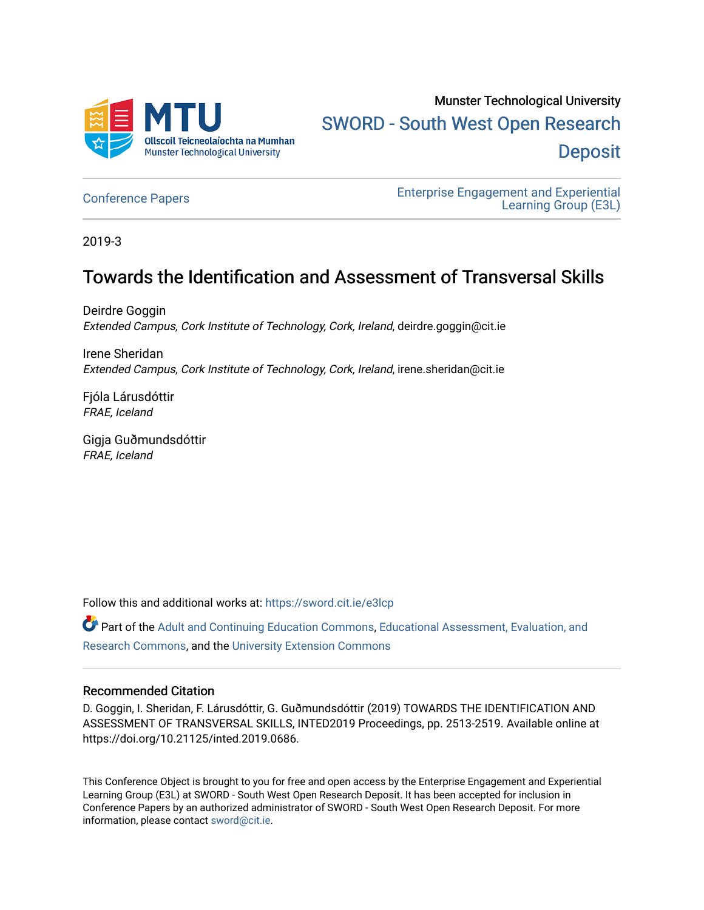Munster Technological University

SWORD - South West Open Research Deposit

Conference Papers

Enterprise Engagement and Experiential Learning Group (E3L)

2019-3

# Towards the Identification and Assessment of Transversal Skills

Deirdre Goggin
*Extended Campus, Cork Institute of Technology, Cork, Ireland*, deirdre.goggin@cit.ie

Irene Sheridan
*Extended Campus, Cork Institute of Technology, Cork, Ireland*, irene.sheridan@cit.ie

Fjóla Lárusdóttir
*FRAE, Iceland*

Gigja Guðmundsdóttir
*FRAE, Iceland*

Follow this and additional works at: https://sword.cit.ie/e3lcp

Part of the Adult and Continuing Education Commons, Educational Assessment, Evaluation, and Research Commons, and the University Extension Commons

## Recommended Citation

D. Goggin, I. Sheridan, F. Lárusdóttir, G. Guðmundsdóttir (2019) TOWARDS THE IDENTIFICATION AND ASSESSMENT OF TRANSVERSAL SKILLS, INTED2019 Proceedings, pp. 2513-2519. Available online at https://doi.org/10.21125/inted.2019.0686.

This Conference Object is brought to you for free and open access by the Enterprise Engagement and Experiential Learning Group (E3L) at SWORD - South West Open Research Deposit. It has been accepted for inclusion in Conference Papers by an authorized administrator of SWORD - South West Open Research Deposit. For more information, please contact sword@cit.ie.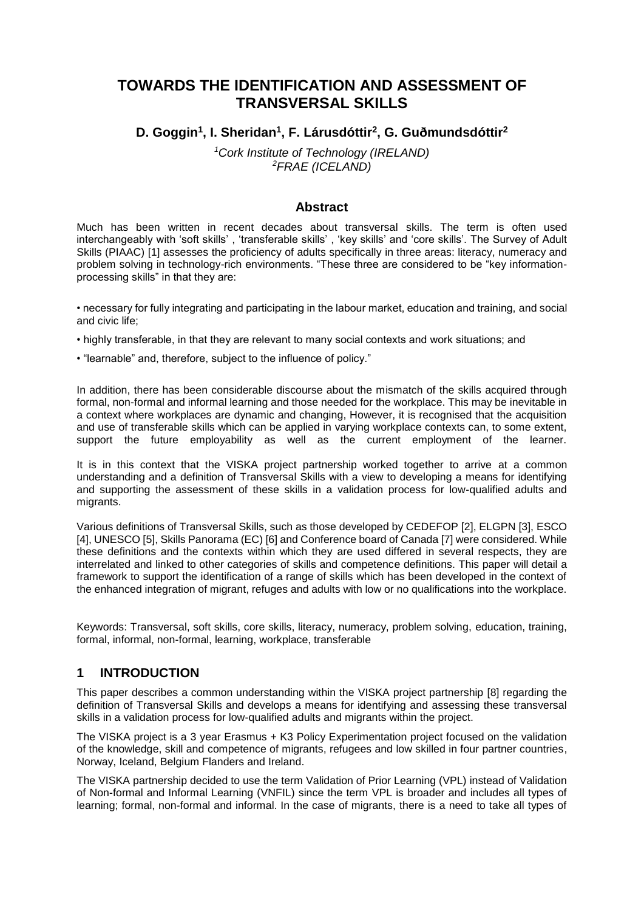# TOWARDS THE IDENTIFICATION AND ASSESSMENT OF TRANSVERSAL SKILLS

**D. Goggin[1], I. Sheridan[1], F. Lárusdóttir[2], G. Guðmundsdóttir[2]**

*[1]Cork Institute of Technology (IRELAND)*
*[2]FRAE (ICELAND)*

## Abstract

Much has been written in recent decades about transversal skills. The term is often used interchangeably with 'soft skills' , 'transferable skills' , 'key skills' and 'core skills'. The Survey of Adult Skills (PIAAC) [1] assesses the proficiency of adults specifically in three areas: literacy, numeracy and problem solving in technology-rich environments. "These three are considered to be "key information-processing skills" in that they are:

• necessary for fully integrating and participating in the labour market, education and training, and social and civic life;

• highly transferable, in that they are relevant to many social contexts and work situations; and

• "learnable" and, therefore, subject to the influence of policy."

In addition, there has been considerable discourse about the mismatch of the skills acquired through formal, non-formal and informal learning and those needed for the workplace. This may be inevitable in a context where workplaces are dynamic and changing, However, it is recognised that the acquisition and use of transferable skills which can be applied in varying workplace contexts can, to some extent, support the future employability as well as the current employment of the learner.

It is in this context that the VISKA project partnership worked together to arrive at a common understanding and a definition of Transversal Skills with a view to developing a means for identifying and supporting the assessment of these skills in a validation process for low-qualified adults and migrants.

Various definitions of Transversal Skills, such as those developed by CEDEFOP [2], ELGPN [3], ESCO [4], UNESCO [5], Skills Panorama (EC) [6] and Conference board of Canada [7] were considered. While these definitions and the contexts within which they are used differed in several respects, they are interrelated and linked to other categories of skills and competence definitions. This paper will detail a framework to support the identification of a range of skills which has been developed in the context of the enhanced integration of migrant, refuges and adults with low or no qualifications into the workplace.

Keywords: Transversal, soft skills, core skills, literacy, numeracy, problem solving, education, training, formal, informal, non-formal, learning, workplace, transferable

## 1 INTRODUCTION

This paper describes a common understanding within the VISKA project partnership [8] regarding the definition of Transversal Skills and develops a means for identifying and assessing these transversal skills in a validation process for low-qualified adults and migrants within the project.

The VISKA project is a 3 year Erasmus + K3 Policy Experimentation project focused on the validation of the knowledge, skill and competence of migrants, refugees and low skilled in four partner countries, Norway, Iceland, Belgium Flanders and Ireland.

The VISKA partnership decided to use the term Validation of Prior Learning (VPL) instead of Validation of Non-formal and Informal Learning (VNFIL) since the term VPL is broader and includes all types of learning; formal, non-formal and informal. In the case of migrants, there is a need to take all types of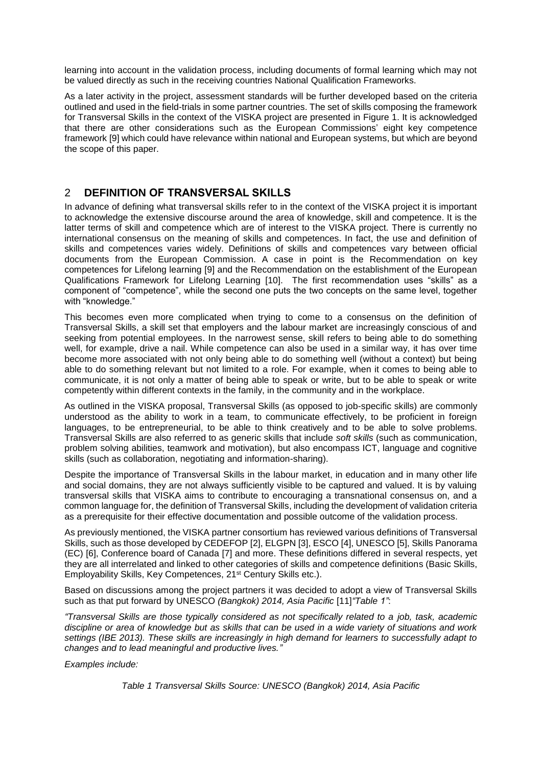learning into account in the validation process, including documents of formal learning which may not be valued directly as such in the receiving countries National Qualification Frameworks.

As a later activity in the project, assessment standards will be further developed based on the criteria outlined and used in the field-trials in some partner countries. The set of skills composing the framework for Transversal Skills in the context of the VISKA project are presented in Figure 1. It is acknowledged that there are other considerations such as the European Commissions' eight key competence framework [9] which could have relevance within national and European systems, but which are beyond the scope of this paper.

## 2 DEFINITION OF TRANSVERSAL SKILLS

In advance of defining what transversal skills refer to in the context of the VISKA project it is important to acknowledge the extensive discourse around the area of knowledge, skill and competence. It is the latter terms of skill and competence which are of interest to the VISKA project. There is currently no international consensus on the meaning of skills and competences. In fact, the use and definition of skills and competences varies widely. Definitions of skills and competences vary between official documents from the European Commission. A case in point is the Recommendation on key competences for Lifelong learning [9] and the Recommendation on the establishment of the European Qualifications Framework for Lifelong Learning [10]. The first recommendation uses "skills" as a component of "competence", while the second one puts the two concepts on the same level, together with "knowledge."

This becomes even more complicated when trying to come to a consensus on the definition of Transversal Skills, a skill set that employers and the labour market are increasingly conscious of and seeking from potential employees. In the narrowest sense, skill refers to being able to do something well, for example, drive a nail. While competence can also be used in a similar way, it has over time become more associated with not only being able to do something well (without a context) but being able to do something relevant but not limited to a role. For example, when it comes to being able to communicate, it is not only a matter of being able to speak or write, but to be able to speak or write competently within different contexts in the family, in the community and in the workplace.

As outlined in the VISKA proposal, Transversal Skills (as opposed to job-specific skills) are commonly understood as the ability to work in a team, to communicate effectively, to be proficient in foreign languages, to be entrepreneurial, to be able to think creatively and to be able to solve problems. Transversal Skills are also referred to as generic skills that include *soft skills* (such as communication, problem solving abilities, teamwork and motivation), but also encompass ICT, language and cognitive skills (such as collaboration, negotiating and information-sharing).

Despite the importance of Transversal Skills in the labour market, in education and in many other life and social domains, they are not always sufficiently visible to be captured and valued. It is by valuing transversal skills that VISKA aims to contribute to encouraging a transnational consensus on, and a common language for, the definition of Transversal Skills, including the development of validation criteria as a prerequisite for their effective documentation and possible outcome of the validation process.

As previously mentioned, the VISKA partner consortium has reviewed various definitions of Transversal Skills, such as those developed by CEDEFOP [2], ELGPN [3], ESCO [4], UNESCO [5], Skills Panorama (EC) [6], Conference board of Canada [7] and more. These definitions differed in several respects, yet they are all interrelated and linked to other categories of skills and competence definitions (Basic Skills, Employability Skills, Key Competences, 21st Century Skills etc.).

Based on discussions among the project partners it was decided to adopt a view of Transversal Skills such as that put forward by UNESCO *(Bangkok) 2014, Asia Pacific* [11]*"Table 1"*:

*"Transversal Skills are those typically considered as not specifically related to a job, task, academic discipline or area of knowledge but as skills that can be used in a wide variety of situations and work settings (IBE 2013). These skills are increasingly in high demand for learners to successfully adapt to changes and to lead meaningful and productive lives."*

*Examples include:*

*Table 1 Transversal Skills Source: UNESCO (Bangkok) 2014, Asia Pacific*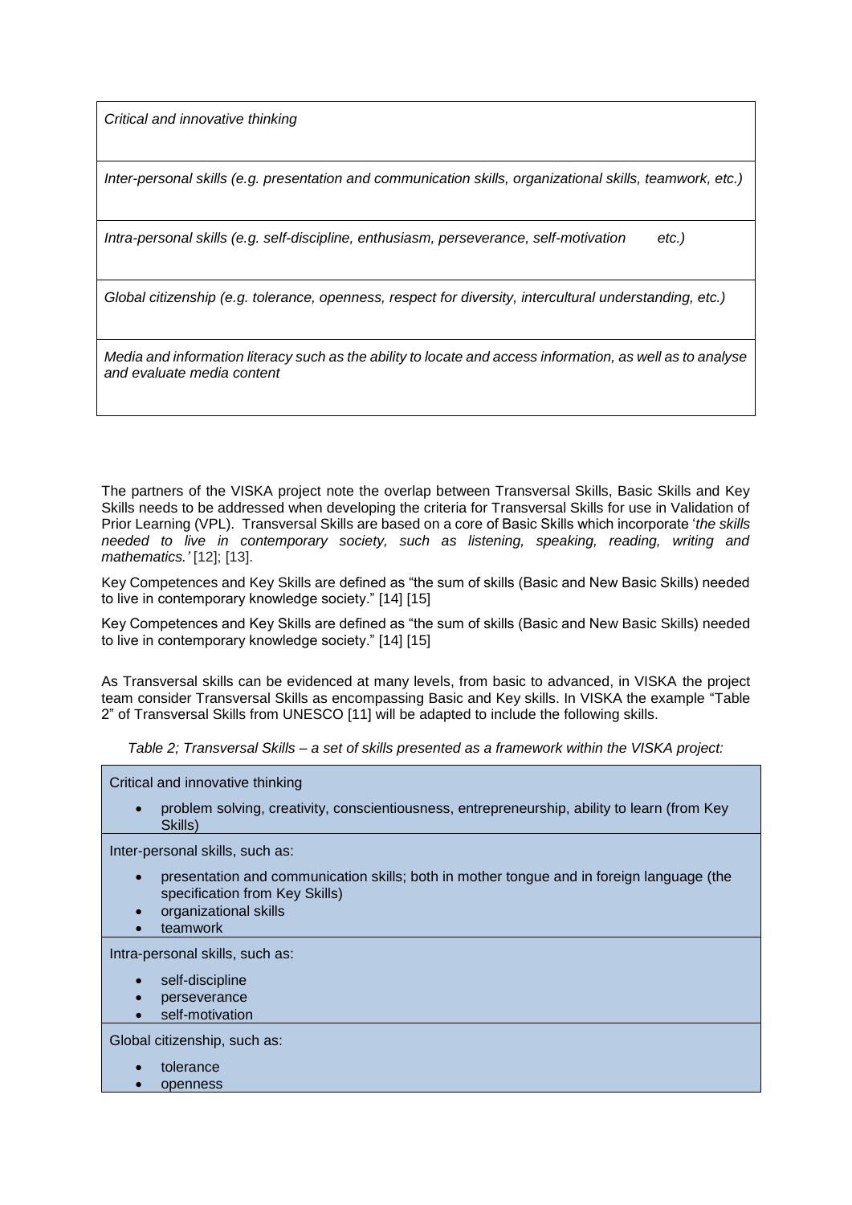| *Critical and innovative thinking* |
|---|
| *Inter-personal skills (e.g. presentation and communication skills, organizational skills, teamwork, etc.)* |
| *Intra-personal skills (e.g. self-discipline, enthusiasm, perseverance, self-motivation etc.)* |
| *Global citizenship (e.g. tolerance, openness, respect for diversity, intercultural understanding, etc.)* |
| *Media and information literacy such as the ability to locate and access information, as well as to analyse and evaluate media content* |

The partners of the VISKA project note the overlap between Transversal Skills, Basic Skills and Key Skills needs to be addressed when developing the criteria for Transversal Skills for use in Validation of Prior Learning (VPL). Transversal Skills are based on a core of Basic Skills which incorporate '*the skills needed to live in contemporary society, such as listening, speaking, reading, writing and mathematics.'* [12]; [13].

Key Competences and Key Skills are defined as "the sum of skills (Basic and New Basic Skills) needed to live in contemporary knowledge society." [14] [15]

Key Competences and Key Skills are defined as "the sum of skills (Basic and New Basic Skills) needed to live in contemporary knowledge society." [14] [15]

As Transversal skills can be evidenced at many levels, from basic to advanced, in VISKA the project team consider Transversal Skills as encompassing Basic and Key skills. In VISKA the example "Table 2" of Transversal Skills from UNESCO [11] will be adapted to include the following skills.

*Table 2; Transversal Skills – a set of skills presented as a framework within the VISKA project:*

| Critical and innovative thinking<br>• problem solving, creativity, conscientiousness, entrepreneurship, ability to learn (from Key Skills) |
|---|
| Inter-personal skills, such as:<br>• presentation and communication skills; both in mother tongue and in foreign language (the specification from Key Skills)<br>• organizational skills<br>• teamwork |
| Intra-personal skills, such as:<br>• self-discipline<br>• perseverance<br>• self-motivation |
| Global citizenship, such as:<br>• tolerance<br>• openness |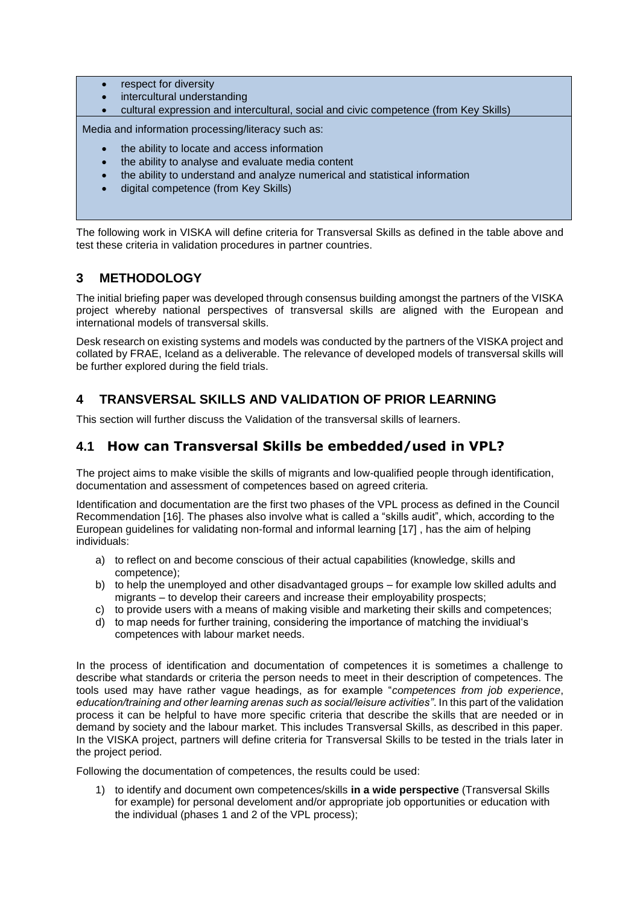- respect for diversity
- intercultural understanding
- cultural expression and intercultural, social and civic competence (from Key Skills)

Media and information processing/literacy such as:

- the ability to locate and access information
- the ability to analyse and evaluate media content
- the ability to understand and analyze numerical and statistical information
- digital competence (from Key Skills)

The following work in VISKA will define criteria for Transversal Skills as defined in the table above and test these criteria in validation procedures in partner countries.

## 3 METHODOLOGY

The initial briefing paper was developed through consensus building amongst the partners of the VISKA project whereby national perspectives of transversal skills are aligned with the European and international models of transversal skills.

Desk research on existing systems and models was conducted by the partners of the VISKA project and collated by FRAE, Iceland as a deliverable. The relevance of developed models of transversal skills will be further explored during the field trials.

## 4 TRANSVERSAL SKILLS AND VALIDATION OF PRIOR LEARNING

This section will further discuss the Validation of the transversal skills of learners.

### 4.1 How can Transversal Skills be embedded/used in VPL?

The project aims to make visible the skills of migrants and low-qualified people through identification, documentation and assessment of competences based on agreed criteria.

Identification and documentation are the first two phases of the VPL process as defined in the Council Recommendation [16]. The phases also involve what is called a "skills audit", which, according to the European guidelines for validating non-formal and informal learning [17] , has the aim of helping individuals:

a) to reflect on and become conscious of their actual capabilities (knowledge, skills and competence);
b) to help the unemployed and other disadvantaged groups – for example low skilled adults and migrants – to develop their careers and increase their employability prospects;
c) to provide users with a means of making visible and marketing their skills and competences;
d) to map needs for further training, considering the importance of matching the invidiual's competences with labour market needs.

In the process of identification and documentation of competences it is sometimes a challenge to describe what standards or criteria the person needs to meet in their description of competences. The tools used may have rather vague headings, as for example "*competences from job experience*, *education/training and other learning arenas such as social/leisure activities"*. In this part of the validation process it can be helpful to have more specific criteria that describe the skills that are needed or in demand by society and the labour market. This includes Transversal Skills, as described in this paper. In the VISKA project, partners will define criteria for Transversal Skills to be tested in the trials later in the project period.

Following the documentation of competences, the results could be used:

1) to identify and document own competences/skills **in a wide perspective** (Transversal Skills for example) for personal develoment and/or appropriate job opportunities or education with the individual (phases 1 and 2 of the VPL process);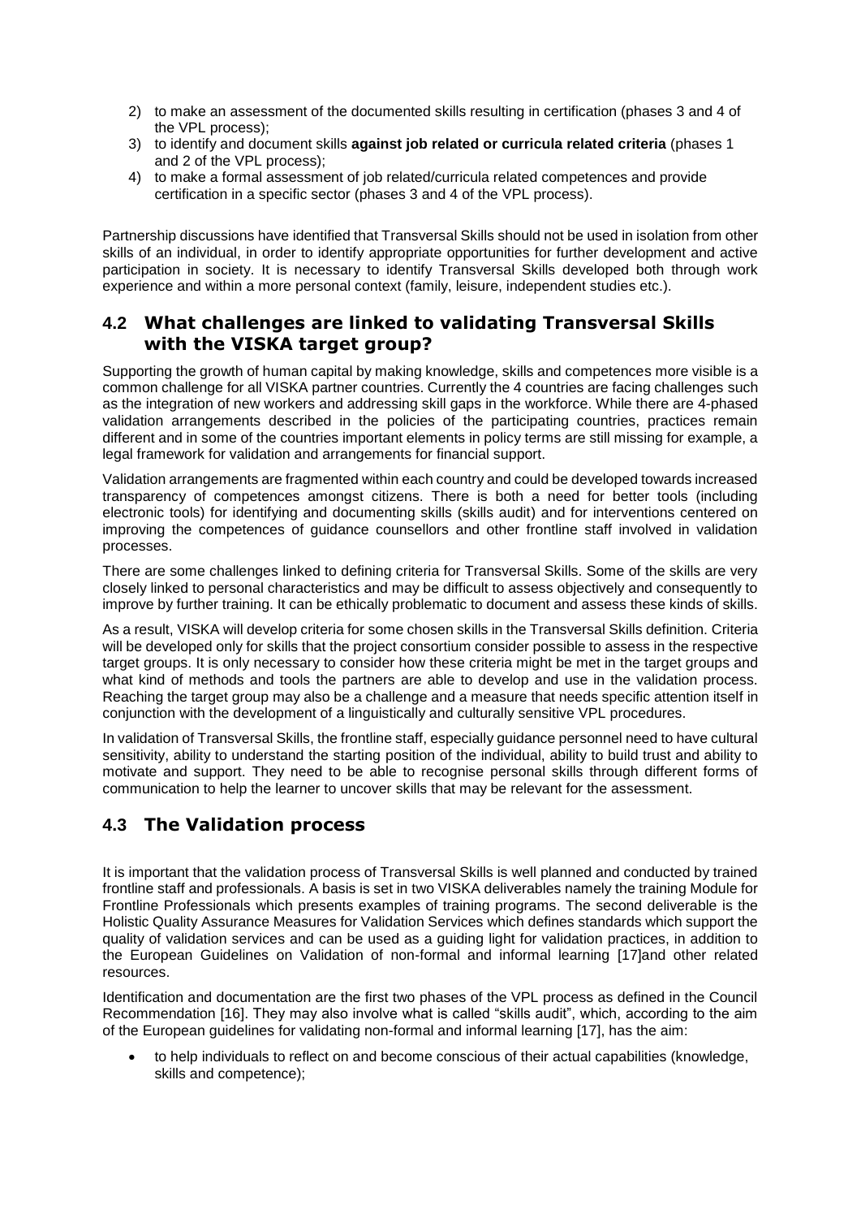2) to make an assessment of the documented skills resulting in certification (phases 3 and 4 of the VPL process);
3) to identify and document skills **against job related or curricula related criteria** (phases 1 and 2 of the VPL process);
4) to make a formal assessment of job related/curricula related competences and provide certification in a specific sector (phases 3 and 4 of the VPL process).

Partnership discussions have identified that Transversal Skills should not be used in isolation from other skills of an individual, in order to identify appropriate opportunities for further development and active participation in society. It is necessary to identify Transversal Skills developed both through work experience and within a more personal context (family, leisure, independent studies etc.).

## 4.2 What challenges are linked to validating Transversal Skills with the VISKA target group?

Supporting the growth of human capital by making knowledge, skills and competences more visible is a common challenge for all VISKA partner countries. Currently the 4 countries are facing challenges such as the integration of new workers and addressing skill gaps in the workforce. While there are 4-phased validation arrangements described in the policies of the participating countries, practices remain different and in some of the countries important elements in policy terms are still missing for example, a legal framework for validation and arrangements for financial support.

Validation arrangements are fragmented within each country and could be developed towards increased transparency of competences amongst citizens. There is both a need for better tools (including electronic tools) for identifying and documenting skills (skills audit) and for interventions centered on improving the competences of guidance counsellors and other frontline staff involved in validation processes.

There are some challenges linked to defining criteria for Transversal Skills. Some of the skills are very closely linked to personal characteristics and may be difficult to assess objectively and consequently to improve by further training. It can be ethically problematic to document and assess these kinds of skills.

As a result, VISKA will develop criteria for some chosen skills in the Transversal Skills definition. Criteria will be developed only for skills that the project consortium consider possible to assess in the respective target groups. It is only necessary to consider how these criteria might be met in the target groups and what kind of methods and tools the partners are able to develop and use in the validation process. Reaching the target group may also be a challenge and a measure that needs specific attention itself in conjunction with the development of a linguistically and culturally sensitive VPL procedures.

In validation of Transversal Skills, the frontline staff, especially guidance personnel need to have cultural sensitivity, ability to understand the starting position of the individual, ability to build trust and ability to motivate and support. They need to be able to recognise personal skills through different forms of communication to help the learner to uncover skills that may be relevant for the assessment.

## 4.3 The Validation process

It is important that the validation process of Transversal Skills is well planned and conducted by trained frontline staff and professionals. A basis is set in two VISKA deliverables namely the training Module for Frontline Professionals which presents examples of training programs. The second deliverable is the Holistic Quality Assurance Measures for Validation Services which defines standards which support the quality of validation services and can be used as a guiding light for validation practices, in addition to the European Guidelines on Validation of non-formal and informal learning [17]and other related resources.

Identification and documentation are the first two phases of the VPL process as defined in the Council Recommendation [16]. They may also involve what is called "skills audit", which, according to the aim of the European guidelines for validating non-formal and informal learning [17], has the aim:

- to help individuals to reflect on and become conscious of their actual capabilities (knowledge, skills and competence);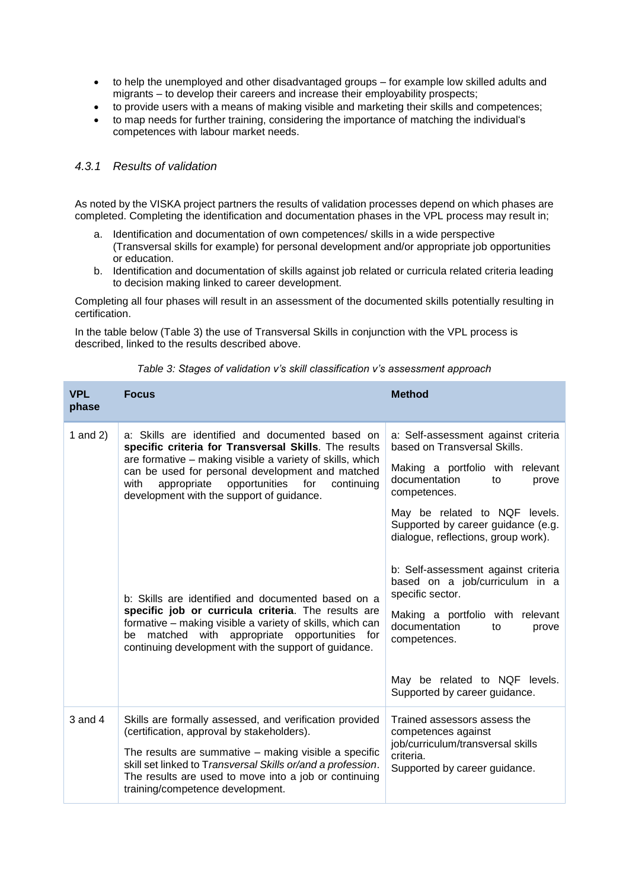- to help the unemployed and other disadvantaged groups – for example low skilled adults and migrants – to develop their careers and increase their employability prospects;
- to provide users with a means of making visible and marketing their skills and competences;
- to map needs for further training, considering the importance of matching the individual's competences with labour market needs.

### *4.3.1 Results of validation*

As noted by the VISKA project partners the results of validation processes depend on which phases are completed. Completing the identification and documentation phases in the VPL process may result in;

a. Identification and documentation of own competences/ skills in a wide perspective (Transversal skills for example) for personal development and/or appropriate job opportunities or education.
b. Identification and documentation of skills against job related or curricula related criteria leading to decision making linked to career development.

Completing all four phases will result in an assessment of the documented skills potentially resulting in certification.

In the table below (Table 3) the use of Transversal Skills in conjunction with the VPL process is described, linked to the results described above.

*Table 3: Stages of validation v's skill classification v's assessment approach*

| VPL phase | Focus | Method |
|---|---|---|
| 1 and 2) | a: Skills are identified and documented based on **specific criteria for Transversal Skills**. The results are formative – making visible a variety of skills, which can be used for personal development and matched with appropriate opportunities for continuing development with the support of guidance. | a: Self-assessment against criteria based on Transversal Skills.<br><br>Making a portfolio with relevant documentation to prove competences.<br><br>May be related to NQF levels. Supported by career guidance (e.g. dialogue, reflections, group work). |
| | b: Skills are identified and documented based on a **specific job or curricula criteria**. The results are formative – making visible a variety of skills, which can be matched with appropriate opportunities for continuing development with the support of guidance. | b: Self-assessment against criteria based on a job/curriculum in a specific sector.<br><br>Making a portfolio with relevant documentation to prove competences.<br><br>May be related to NQF levels. Supported by career guidance. |
| 3 and 4 | Skills are formally assessed, and verification provided (certification, approval by stakeholders).<br><br>The results are summative – making visible a specific skill set linked to T*ransversal Skills or/and a profession*. The results are used to move into a job or continuing training/competence development. | Trained assessors assess the competences against job/curriculum/transversal skills criteria.<br>Supported by career guidance. |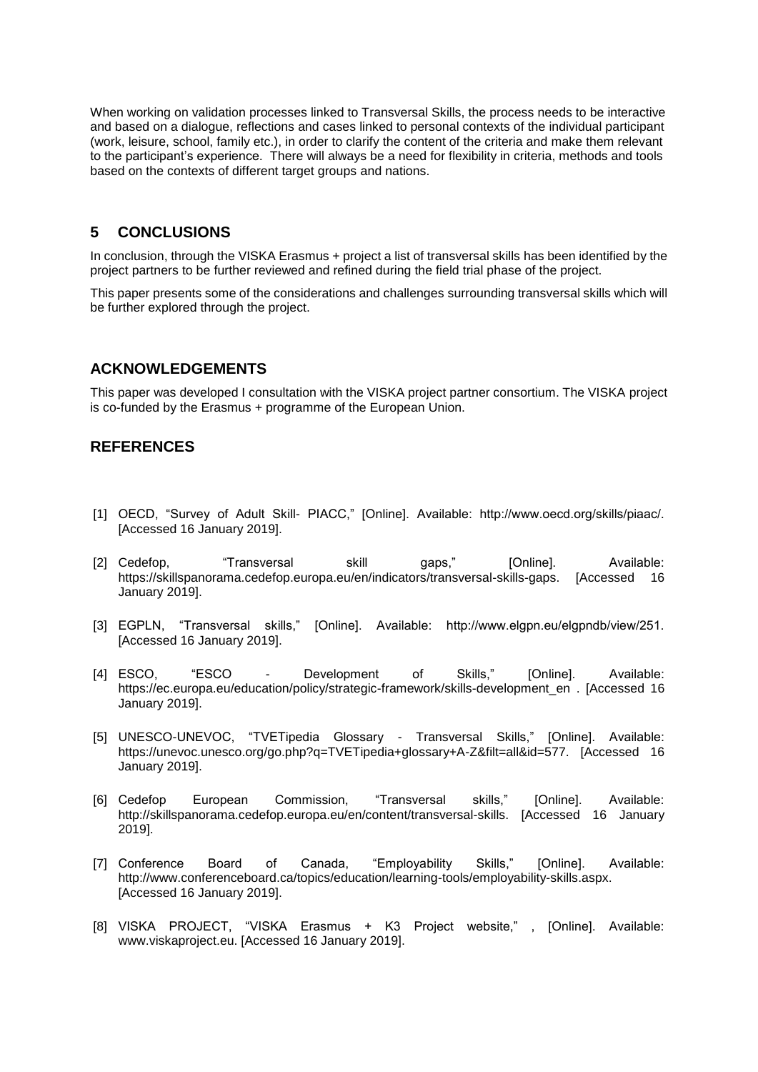When working on validation processes linked to Transversal Skills, the process needs to be interactive and based on a dialogue, reflections and cases linked to personal contexts of the individual participant (work, leisure, school, family etc.), in order to clarify the content of the criteria and make them relevant to the participant's experience. There will always be a need for flexibility in criteria, methods and tools based on the contexts of different target groups and nations.

## 5 CONCLUSIONS

In conclusion, through the VISKA Erasmus + project a list of transversal skills has been identified by the project partners to be further reviewed and refined during the field trial phase of the project.

This paper presents some of the considerations and challenges surrounding transversal skills which will be further explored through the project.

## ACKNOWLEDGEMENTS

This paper was developed I consultation with the VISKA project partner consortium. The VISKA project is co-funded by the Erasmus + programme of the European Union.

## REFERENCES

[1] OECD, "Survey of Adult Skill- PIACC," [Online]. Available: http://www.oecd.org/skills/piaac/. [Accessed 16 January 2019].

[2] Cedefop, "Transversal skill gaps," [Online]. Available: https://skillspanorama.cedefop.europa.eu/en/indicators/transversal-skills-gaps. [Accessed 16 January 2019].

[3] EGPLN, "Transversal skills," [Online]. Available: http://www.elgpn.eu/elgpndb/view/251. [Accessed 16 January 2019].

[4] ESCO, "ESCO - Development of Skills," [Online]. Available: https://ec.europa.eu/education/policy/strategic-framework/skills-development_en . [Accessed 16 January 2019].

[5] UNESCO-UNEVOC, "TVETipedia Glossary - Transversal Skills," [Online]. Available: https://unevoc.unesco.org/go.php?q=TVETipedia+glossary+A-Z&filt=all&id=577. [Accessed 16 January 2019].

[6] Cedefop European Commission, "Transversal skills," [Online]. Available: http://skillspanorama.cedefop.europa.eu/en/content/transversal-skills. [Accessed 16 January 2019].

[7] Conference Board of Canada, "Employability Skills," [Online]. Available: http://www.conferenceboard.ca/topics/education/learning-tools/employability-skills.aspx. [Accessed 16 January 2019].

[8] VISKA PROJECT, "VISKA Erasmus + K3 Project website," , [Online]. Available: www.viskaproject.eu. [Accessed 16 January 2019].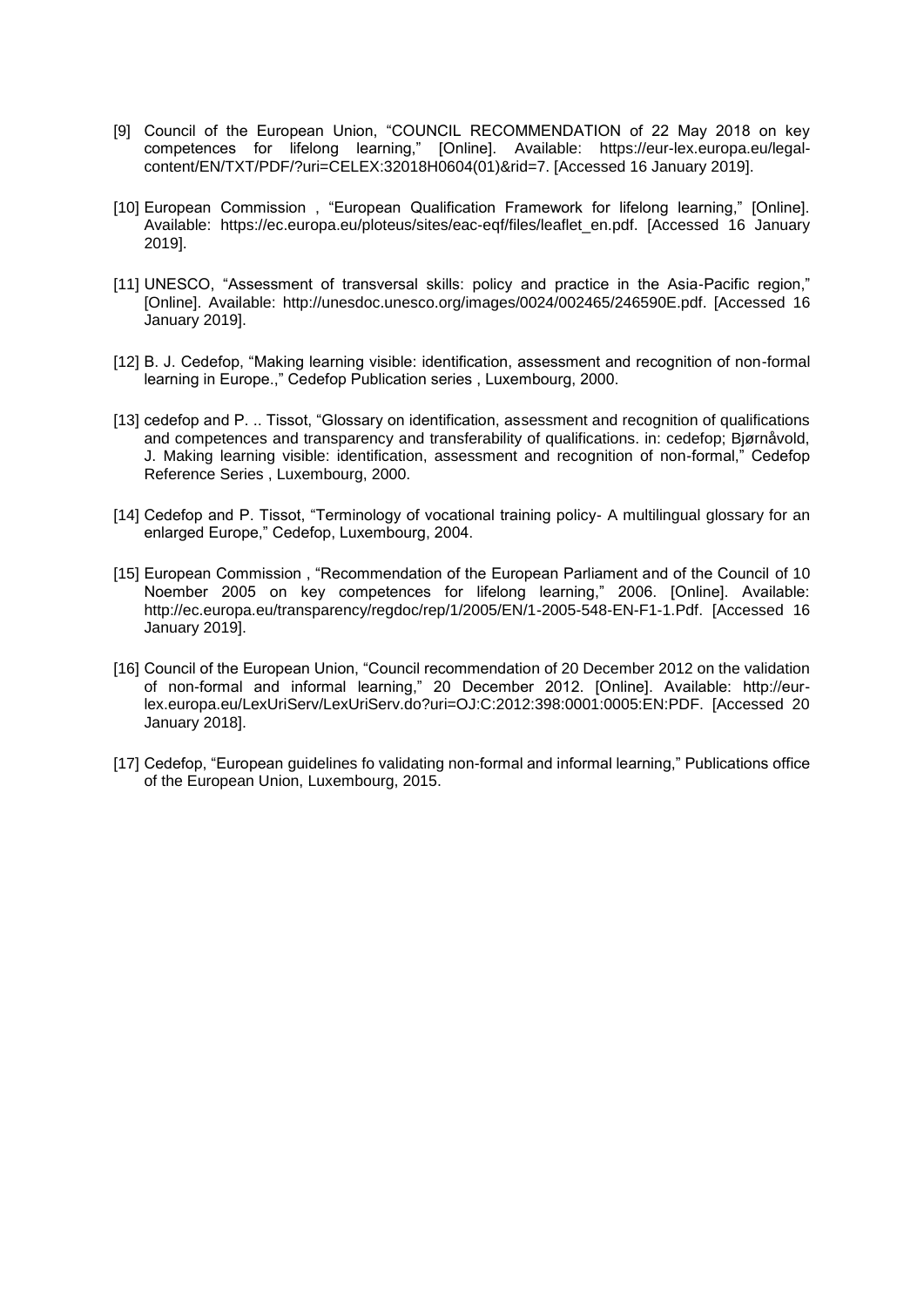[9] Council of the European Union, "COUNCIL RECOMMENDATION of 22 May 2018 on key competences for lifelong learning," [Online]. Available: https://eur-lex.europa.eu/legal-content/EN/TXT/PDF/?uri=CELEX:32018H0604(01)&rid=7. [Accessed 16 January 2019].

[10] European Commission , "European Qualification Framework for lifelong learning," [Online]. Available: https://ec.europa.eu/ploteus/sites/eac-eqf/files/leaflet_en.pdf. [Accessed 16 January 2019].

[11] UNESCO, "Assessment of transversal skills: policy and practice in the Asia-Pacific region," [Online]. Available: http://unesdoc.unesco.org/images/0024/002465/246590E.pdf. [Accessed 16 January 2019].

[12] B. J. Cedefop, "Making learning visible: identification, assessment and recognition of non-formal learning in Europe.," Cedefop Publication series , Luxembourg, 2000.

[13] cedefop and P. .. Tissot, "Glossary on identification, assessment and recognition of qualifications and competences and transparency and transferability of qualifications. in: cedefop; Bjørnåvold, J. Making learning visible: identification, assessment and recognition of non-formal," Cedefop Reference Series , Luxembourg, 2000.

[14] Cedefop and P. Tissot, "Terminology of vocational training policy- A multilingual glossary for an enlarged Europe," Cedefop, Luxembourg, 2004.

[15] European Commission , "Recommendation of the European Parliament and of the Council of 10 Noember 2005 on key competences for lifelong learning," 2006. [Online]. Available: http://ec.europa.eu/transparency/regdoc/rep/1/2005/EN/1-2005-548-EN-F1-1.Pdf. [Accessed 16 January 2019].

[16] Council of the European Union, "Council recommendation of 20 December 2012 on the validation of non-formal and informal learning," 20 December 2012. [Online]. Available: http://eur-lex.europa.eu/LexUriServ/LexUriServ.do?uri=OJ:C:2012:398:0001:0005:EN:PDF. [Accessed 20 January 2018].

[17] Cedefop, "European guidelines fo validating non-formal and informal learning," Publications office of the European Union, Luxembourg, 2015.